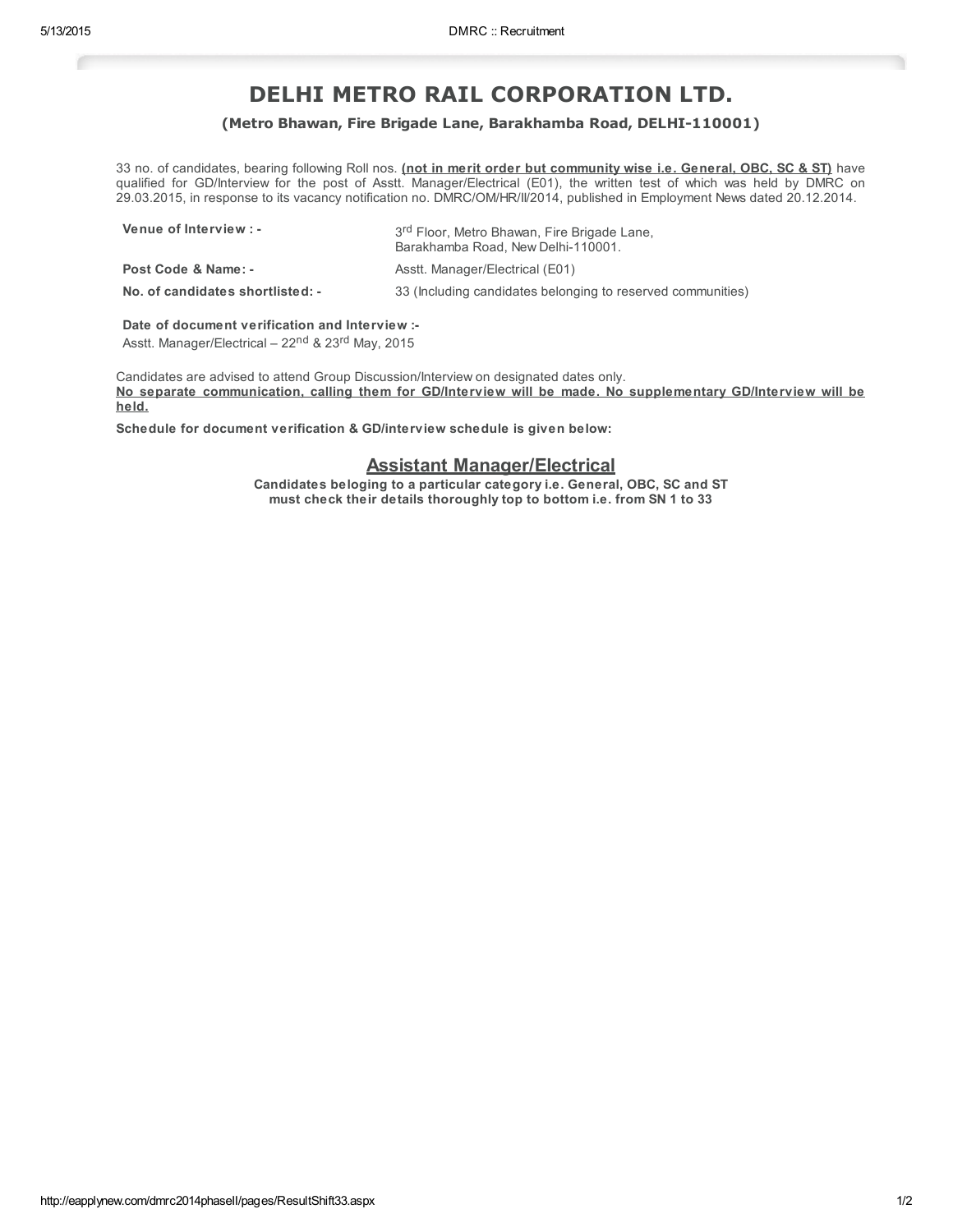# DELHI METRO RAIL CORPORATION LTD.

**(Metro Bhawan, Fire Brigade Lane, Barakhamba Road, DELHI-110001)**

33 no. of candidates, bearing following Roll nos. **(not in merit order but community wise i.e. General, OBC, SC & ST)** have qualified for GD/Interview for the post of Asstt. Manager/Electrical (E01), the written test of which was held by DMRC on 29.03.2015, in response to its vacancy notification no. DMRC/OM/HR/II/2014, published in Employment News dated 20.12.2014.

| | |
|---|---|
| **Venue of Interview : -** | 3rd Floor, Metro Bhawan, Fire Brigade Lane, Barakhamba Road, New Delhi-110001. |
| **Post Code & Name: -** | Asstt. Manager/Electrical (E01) |
| **No. of candidates shortlisted: -** | 33 (Including candidates belonging to reserved communities) |

**Date of document verification and Interview :-**
Asstt. Manager/Electrical – 22nd & 23rd May, 2015

Candidates are advised to attend Group Discussion/Interview on designated dates only.
**No separate communication, calling them for GD/Interview will be made. No supplementary GD/Interview will be held.**

**Schedule for document verification & GD/interview schedule is given below:**

## Assistant Manager/Electrical

**Candidates beloging to a particular category i.e. General, OBC, SC and ST must check their details thoroughly top to bottom i.e. from SN 1 to 33**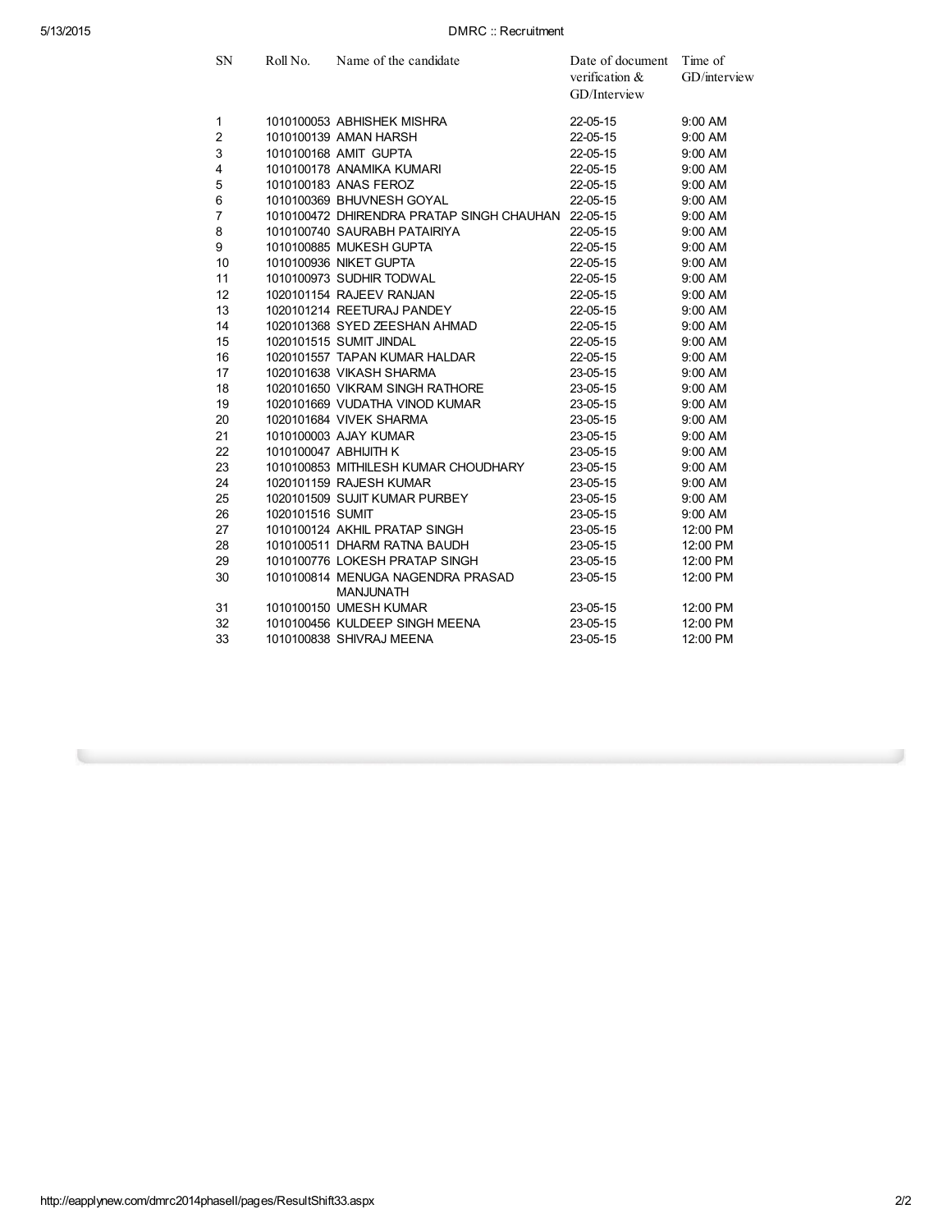| SN | Roll No. | Name of the candidate | Date of document verification & GD/Interview | Time of GD/interview |
|---|---|---|---|---|
| 1 | 1010100053 | ABHISHEK MISHRA | 22-05-15 | 9:00 AM |
| 2 | 1010100139 | AMAN HARSH | 22-05-15 | 9:00 AM |
| 3 | 1010100168 | AMIT GUPTA | 22-05-15 | 9:00 AM |
| 4 | 1010100178 | ANAMIKA KUMARI | 22-05-15 | 9:00 AM |
| 5 | 1010100183 | ANAS FEROZ | 22-05-15 | 9:00 AM |
| 6 | 1010100369 | BHUVNESH GOYAL | 22-05-15 | 9:00 AM |
| 7 | 1010100472 | DHIRENDRA PRATAP SINGH CHAUHAN | 22-05-15 | 9:00 AM |
| 8 | 1010100740 | SAURABH PATAIRIYA | 22-05-15 | 9:00 AM |
| 9 | 1010100885 | MUKESH GUPTA | 22-05-15 | 9:00 AM |
| 10 | 1010100936 | NIKET GUPTA | 22-05-15 | 9:00 AM |
| 11 | 1010100973 | SUDHIR TODWAL | 22-05-15 | 9:00 AM |
| 12 | 1020101154 | RAJEEV RANJAN | 22-05-15 | 9:00 AM |
| 13 | 1020101214 | REETURAJ PANDEY | 22-05-15 | 9:00 AM |
| 14 | 1020101368 | SYED ZEESHAN AHMAD | 22-05-15 | 9:00 AM |
| 15 | 1020101515 | SUMIT JINDAL | 22-05-15 | 9:00 AM |
| 16 | 1020101557 | TAPAN KUMAR HALDAR | 22-05-15 | 9:00 AM |
| 17 | 1020101638 | VIKASH SHARMA | 23-05-15 | 9:00 AM |
| 18 | 1020101650 | VIKRAM SINGH RATHORE | 23-05-15 | 9:00 AM |
| 19 | 1020101669 | VUDATHA VINOD KUMAR | 23-05-15 | 9:00 AM |
| 20 | 1020101684 | VIVEK SHARMA | 23-05-15 | 9:00 AM |
| 21 | 1010100003 | AJAY KUMAR | 23-05-15 | 9:00 AM |
| 22 | 1010100047 | ABHIJITH K | 23-05-15 | 9:00 AM |
| 23 | 1010100853 | MITHILESH KUMAR CHOUDHARY | 23-05-15 | 9:00 AM |
| 24 | 1020101159 | RAJESH KUMAR | 23-05-15 | 9:00 AM |
| 25 | 1020101509 | SUJIT KUMAR PURBEY | 23-05-15 | 9:00 AM |
| 26 | 1020101516 | SUMIT | 23-05-15 | 9:00 AM |
| 27 | 1010100124 | AKHIL PRATAP SINGH | 23-05-15 | 12:00 PM |
| 28 | 1010100511 | DHARM RATNA BAUDH | 23-05-15 | 12:00 PM |
| 29 | 1010100776 | LOKESH PRATAP SINGH | 23-05-15 | 12:00 PM |
| 30 | 1010100814 | MENUGA NAGENDRA PRASAD MANJUNATH | 23-05-15 | 12:00 PM |
| 31 | 1010100150 | UMESH KUMAR | 23-05-15 | 12:00 PM |
| 32 | 1010100456 | KULDEEP SINGH MEENA | 23-05-15 | 12:00 PM |
| 33 | 1010100838 | SHIVRAJ MEENA | 23-05-15 | 12:00 PM |